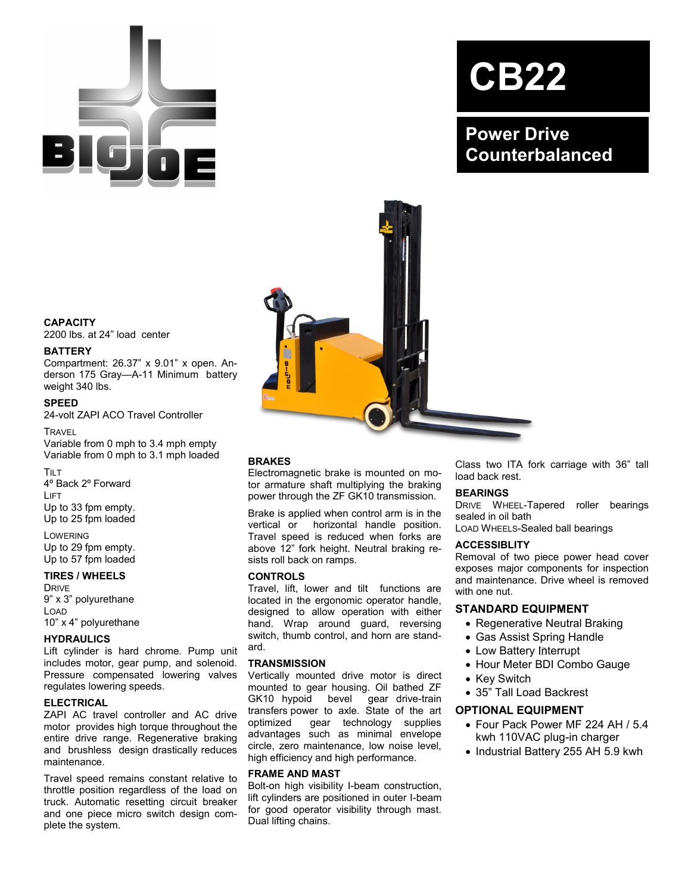# CB22

## Power Drive Counterbalanced

### CAPACITY

2200 lbs. at 24" load center

### BATTERY

Compartment: 26.37" x 9.01" x open. Anderson 175 Gray—A-11 Minimum battery weight 340 lbs.

### SPEED

24-volt ZAPI ACO Travel Controller

TRAVEL

Variable from 0 mph to 3.4 mph empty
Variable from 0 mph to 3.1 mph loaded

TILT

4º Back 2º Forward

LIFT

Up to 33 fpm empty.
Up to 25 fpm loaded

LOWERING

Up to 29 fpm empty.
Up to 57 fpm loaded

### TIRES / WHEELS

DRIVE

9" x 3" polyurethane

LOAD

10" x 4" polyurethane

### HYDRAULICS

Lift cylinder is hard chrome. Pump unit includes motor, gear pump, and solenoid. Pressure compensated lowering valves regulates lowering speeds.

### ELECTRICAL

ZAPI AC travel controller and AC drive motor provides high torque throughout the entire drive range. Regenerative braking and brushless design drastically reduces maintenance.

Travel speed remains constant relative to throttle position regardless of the load on truck. Automatic resetting circuit breaker and one piece micro switch design complete the system.

### BRAKES

Electromagnetic brake is mounted on motor armature shaft multiplying the braking power through the ZF GK10 transmission.

Brake is applied when control arm is in the vertical or horizontal handle position. Travel speed is reduced when forks are above 12" fork height. Neutral braking resists roll back on ramps.

### CONTROLS

Travel, lift, lower and tilt functions are located in the ergonomic operator handle, designed to allow operation with either hand. Wrap around guard, reversing switch, thumb control, and horn are standard.

### TRANSMISSION

Vertically mounted drive motor is direct mounted to gear housing. Oil bathed ZF GK10 hypoid bevel gear drive-train transfers power to axle. State of the art optimized gear technology supplies advantages such as minimal envelope circle, zero maintenance, low noise level, high efficiency and high performance.

### FRAME AND MAST

Bolt-on high visibility I-beam construction, lift cylinders are positioned in outer I-beam for good operator visibility through mast. Dual lifting chains.

Class two ITA fork carriage with 36" tall load back rest.

### BEARINGS

DRIVE WHEEL-Tapered roller bearings sealed in oil bath

LOAD WHEELS-Sealed ball bearings

### ACCESSIBLITY

Removal of two piece power head cover exposes major components for inspection and maintenance. Drive wheel is removed with one nut.

### STANDARD EQUIPMENT

- Regenerative Neutral Braking
- Gas Assist Spring Handle
- Low Battery Interrupt
- Hour Meter BDI Combo Gauge
- Key Switch
- 35" Tall Load Backrest

### OPTIONAL EQUIPMENT

- Four Pack Power MF 224 AH / 5.4 kwh 110VAC plug-in charger
- Industrial Battery 255 AH 5.9 kwh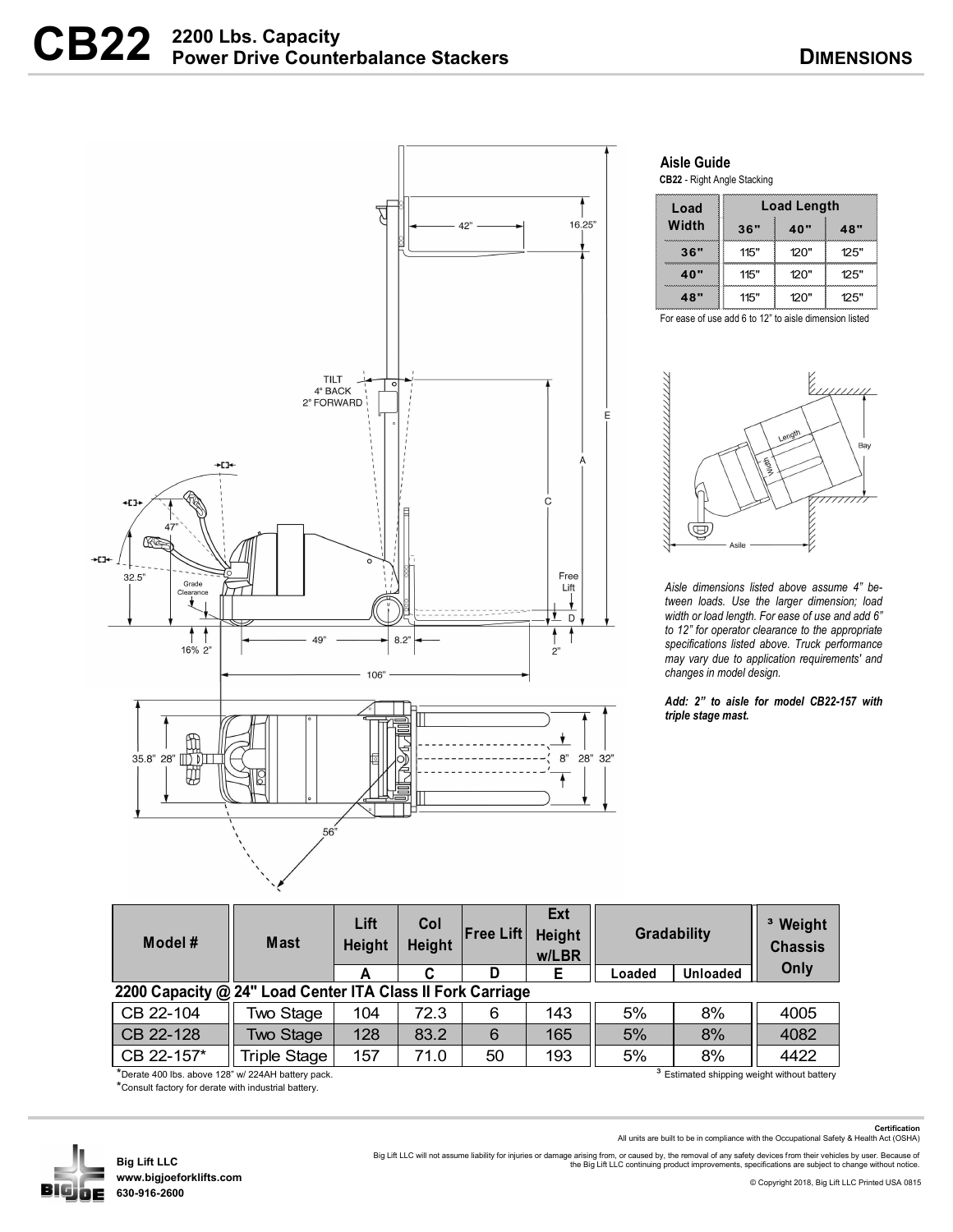# CB22 2200 Lbs. Capacity Power Drive Counterbalance Stackers

## DIMENSIONS

42"
16.25"
TILT
4° BACK
2° FORWARD
E
A
C
47"
32.5"
Grade Clearance
Free Lift
D
16% 2"
49"
8.2"
2"
106"
35.8" 28"
8" 28" 32"
56"

### Aisle Guide

**CB22** - Right Angle Stacking

| Load Width | Load Length | | |
|---|---|---|---|
| | 36" | 40" | 48" |
| 36" | 115" | 120" | 125" |
| 40" | 115" | 120" | 125" |
| 48" | 115" | 120" | 125" |

For ease of use add 6 to 12" to aisle dimension listed

Length
Width
Bay
Aisle

*Aisle dimensions listed above assume 4" between loads. Use the larger dimension; load width or load length. For ease of use and add 6" to 12" for operator clearance to the appropriate specifications listed above. Truck performance may vary due to application requirements' and changes in model design.*

***Add: 2" to aisle for model CB22-157 with triple stage mast.***

| Model # | Mast | Lift Height A | Col Height C | Free Lift D | Ext Height w/LBR E | Gradability Loaded | Gradability Unloaded | ³ Weight Chassis Only |
|---|---|---|---|---|---|---|---|---|
| **2200 Capacity @ 24" Load Center ITA Class II Fork Carriage** | | | | | | | | |
| CB 22-104 | Two Stage | 104 | 72.3 | 6 | 143 | 5% | 8% | 4005 |
| CB 22-128 | Two Stage | 128 | 83.2 | 6 | 165 | 5% | 8% | 4082 |
| CB 22-157* | Triple Stage | 157 | 71.0 | 50 | 193 | 5% | 8% | 4422 |

*Derate 400 lbs. above 128" w/ 224AH battery pack.

*Consult factory for derate with industrial battery.

³ Estimated shipping weight without battery

**Certification**
All units are built to be in compliance with the Occupational Safety & Health Act (OSHA)

Big Lift LLC will not assume liability for injuries or damage arising from, or caused by, the removal of any safety devices from their vehicles by user. Because of the Big Lift LLC continuing product improvements, specifications are subject to change without notice.

**Big Lift LLC**
**www.bigjoeforklifts.com**
**630-916-2600**

© Copyright 2018, Big Lift LLC Printed USA 0815